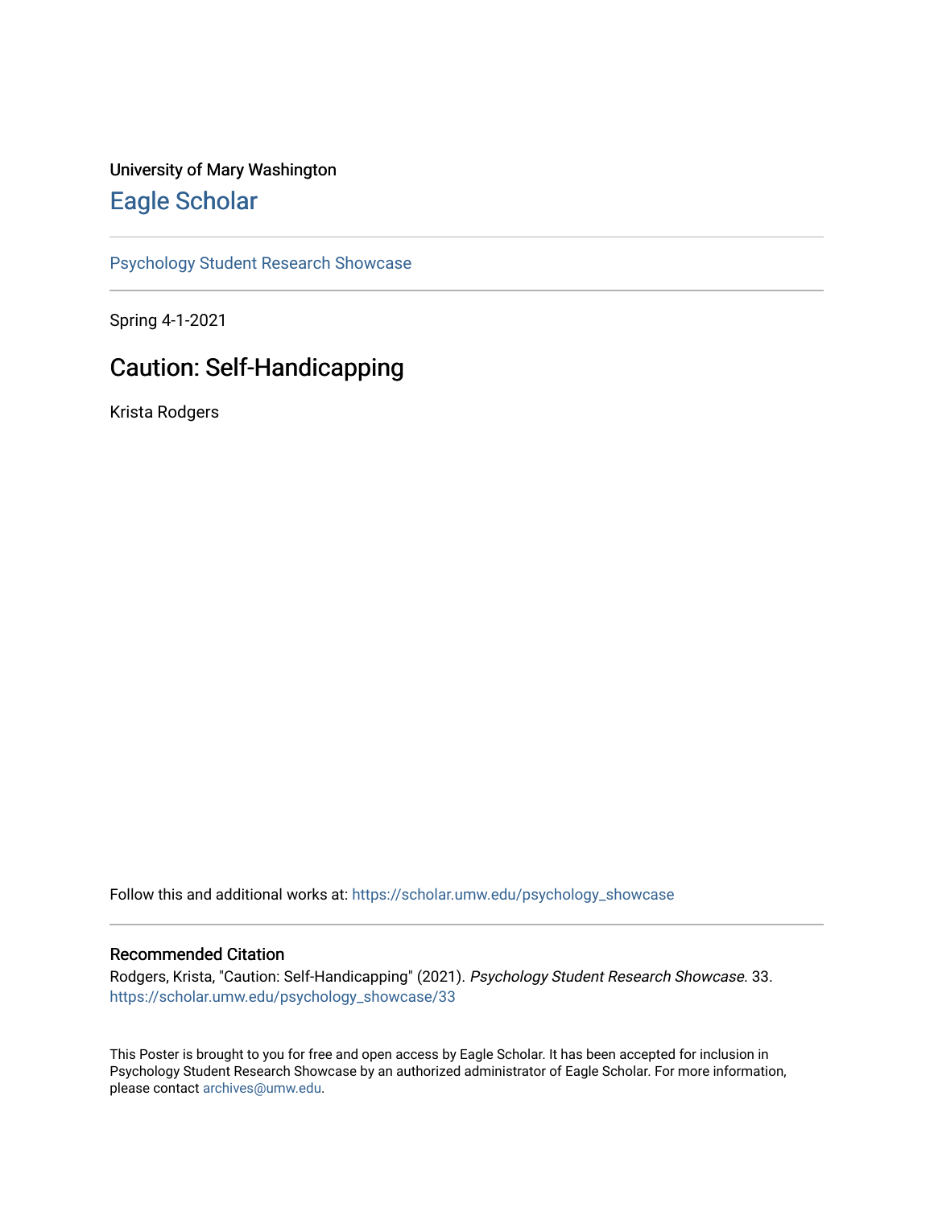University of Mary Washington

# Eagle Scholar

Psychology Student Research Showcase

Spring 4-1-2021

## Caution: Self-Handicapping

Krista Rodgers

Follow this and additional works at: https://scholar.umw.edu/psychology_showcase

### Recommended Citation

Rodgers, Krista, "Caution: Self-Handicapping" (2021). *Psychology Student Research Showcase*. 33.
https://scholar.umw.edu/psychology_showcase/33

This Poster is brought to you for free and open access by Eagle Scholar. It has been accepted for inclusion in Psychology Student Research Showcase by an authorized administrator of Eagle Scholar. For more information, please contact archives@umw.edu.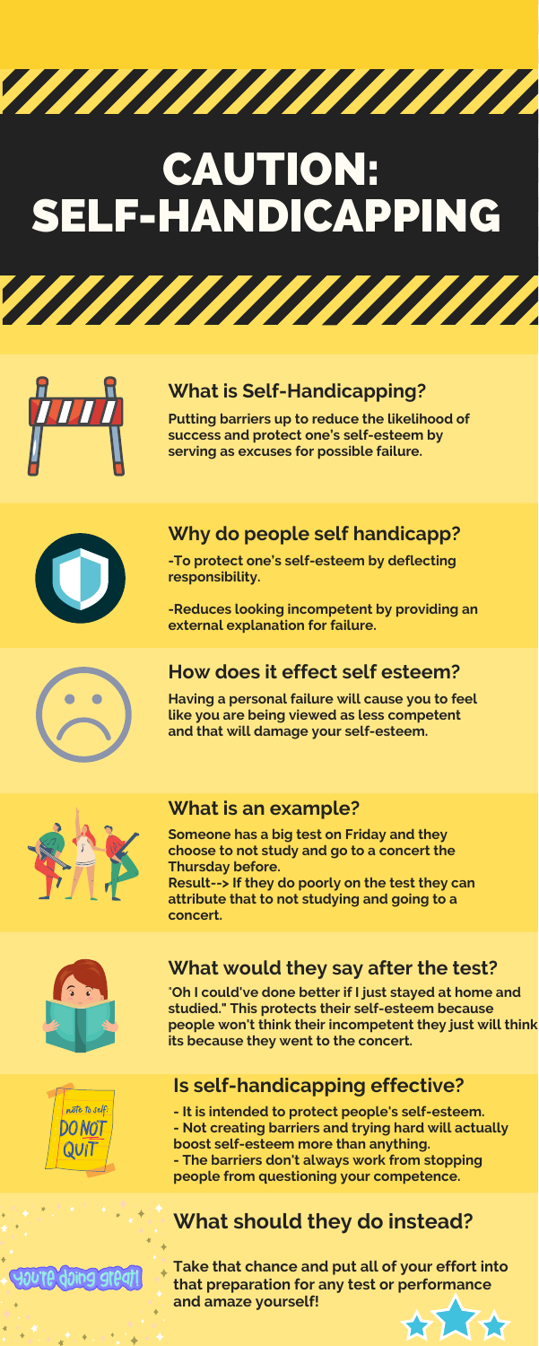# CAUTION: SELF-HANDICAPPING

## What is Self-Handicapping?

**Putting barriers up to reduce the likelihood of success and protect one's self-esteem by serving as excuses for possible failure.**

## Why do people self handicapp?

**-To protect one's self-esteem by deflecting responsibility.**

**-Reduces looking incompetent by providing an external explanation for failure.**

## How does it effect self esteem?

**Having a personal failure will cause you to feel like you are being viewed as less competent and that will damage your self-esteem.**

## What is an example?

**Someone has a big test on Friday and they choose to not study and go to a concert the Thursday before.**
**Result--> If they do poorly on the test they can attribute that to not studying and going to a concert.**

## What would they say after the test?

**"Oh I could've done better if I just stayed at home and studied." This protects their self-esteem because people won't think their incompetent they just will think its because they went to the concert.**

## Is self-handicapping effective?

**- It is intended to protect people's self-esteem.**
**- Not creating barriers and trying hard will actually boost self-esteem more than anything.**
**- The barriers don't always work from stopping people from questioning your competence.**

note to self: DO NOT QUIT

## What should they do instead?

You're doing great!

**Take that chance and put all of your effort into that preparation for any test or performance and amaze yourself!**